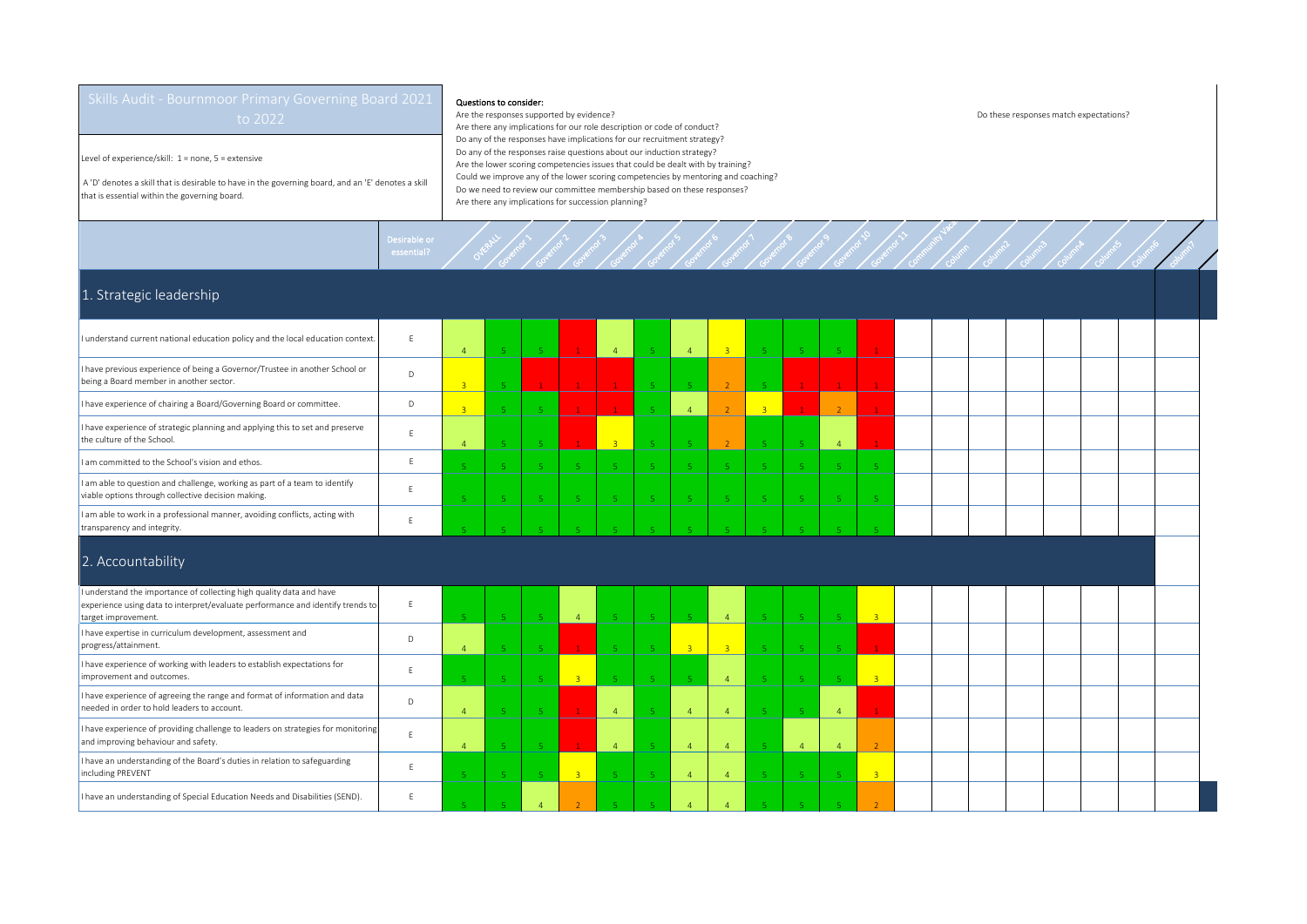# Skills Audit - Bournmoor Primary Governing Board 2021 to 2022

Level of experience/skill: 1 = none, 5 = extensive

A 'D' denotes a skill that is desirable to have in the governing board, and an 'E' denotes a skill that is essential within the governing board.

**Questions to consider:**

Are the responses supported by evidence?
Are there any implications for our role description or code of conduct?
Do any of the responses have implications for our recruitment strategy?
Do any of the responses raise questions about our induction strategy?
Are the lower scoring competencies issues that could be dealt with by training?
Could we improve any of the lower scoring competencies by mentoring and coaching?
Do we need to review our committee membership based on these responses?
Are there any implications for succession planning?

Do these responses match expectations?

| | Desirable or essential? | OVERALL | Governor 1 | Governor 2 | Governor 3 | Governor 4 | Governor 5 | Governor 6 | Governor 7 | Governor 8 | Governor 9 | Governor 10 | Governor 11 | Community Vice | Column | Column2 | Column3 | Column4 | Column5 | Column6 | Column7 |
|---|---|---|---|---|---|---|---|---|---|---|---|---|---|---|---|---|---|---|---|---|---|
| **1. Strategic leadership** | | | | | | | | | | | | | | | | | | | | | |
| I understand current national education policy and the local education context. | E | 4 | 5 | 5 | 1 | 4 | 5 | 4 | 3 | 5 | 5 | 5 | 1 | | | | | | | | |
| I have previous experience of being a Governor/Trustee in another School or being a Board member in another sector. | D | 3 | 5 | 1 | 1 | 1 | 5 | 5 | 2 | 5 | 1 | 1 | 1 | | | | | | | | |
| I have experience of chairing a Board/Governing Board or committee. | D | 3 | 5 | 5 | 1 | 1 | 5 | 4 | 2 | 3 | 1 | 2 | 1 | | | | | | | | |
| I have experience of strategic planning and applying this to set and preserve the culture of the School. | E | 4 | 5 | 5 | 1 | 3 | 5 | 5 | 2 | 5 | 5 | 4 | 1 | | | | | | | | |
| I am committed to the School's vision and ethos. | E | 5 | 5 | 5 | 5 | 5 | 5 | 5 | 5 | 5 | 5 | 5 | 5 | | | | | | | | |
| I am able to question and challenge, working as part of a team to identify viable options through collective decision making. | E | 5 | 5 | 5 | 5 | 5 | 5 | 5 | 5 | 5 | 5 | 5 | 5 | | | | | | | | |
| I am able to work in a professional manner, avoiding conflicts, acting with transparency and integrity. | E | 5 | 5 | 5 | 5 | 5 | 5 | 5 | 5 | 5 | 5 | 5 | 5 | | | | | | | | |
| **2. Accountability** | | | | | | | | | | | | | | | | | | | | | |
| I understand the importance of collecting high quality data and have experience using data to interpret/evaluate performance and identify trends to target improvement. | E | 5 | 5 | 5 | 4 | 5 | 5 | 5 | 4 | 5 | 5 | 5 | 3 | | | | | | | | |
| I have expertise in curriculum development, assessment and progress/attainment. | D | 4 | 5 | 5 | 1 | 5 | 5 | 3 | 3 | 5 | 5 | 5 | 1 | | | | | | | | |
| I have experience of working with leaders to establish expectations for improvement and outcomes. | E | 5 | 5 | 5 | 3 | 5 | 5 | 5 | 4 | 5 | 5 | 5 | 3 | | | | | | | | |
| I have experience of agreeing the range and format of information and data needed in order to hold leaders to account. | D | 4 | 5 | 5 | 1 | 4 | 5 | 4 | 4 | 5 | 5 | 4 | 1 | | | | | | | | |
| I have experience of providing challenge to leaders on strategies for monitoring and improving behaviour and safety. | E | 4 | 5 | 5 | 1 | 4 | 5 | 4 | 4 | 5 | 4 | 4 | 2 | | | | | | | | |
| I have an understanding of the Board's duties in relation to safeguarding including PREVENT | E | 5 | 5 | 5 | 3 | 5 | 5 | 4 | 4 | 5 | 5 | 5 | 3 | | | | | | | | |
| I have an understanding of Special Education Needs and Disabilities (SEND). | E | 5 | 5 | 4 | 2 | 5 | 5 | 4 | 4 | 5 | 5 | 5 | 2 | | | | | | | | |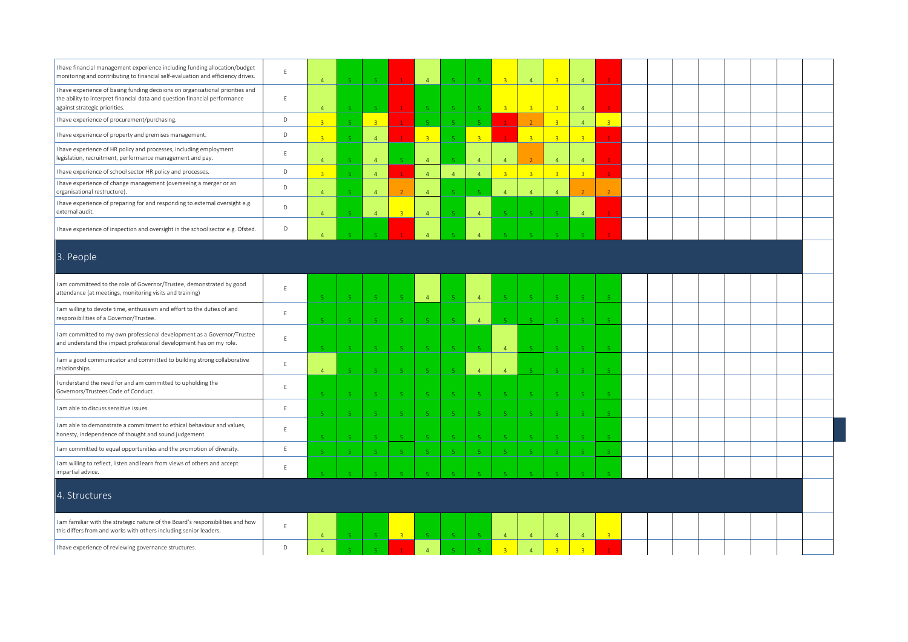| | | | | | | | | | | | | | | | | | | | | | |
|---|---|---|---|---|---|---|---|---|---|---|---|---|---|---|---|---|---|---|---|---|---|
| I have financial management experience including funding allocation/budget monitoring and contributing to financial self-evaluation and efficiency drives. | E | 4 | 5 | 5 | 1 | 4 | 5 | 5 | 3 | 4 | 3 | 4 | 1 | | | | | | | | |
| I have experience of basing funding decisions on organisational priorities and the ability to interpret financial data and question financial performance against strategic priorities. | E | 4 | 5 | 5 | 1 | 5 | 5 | 5 | 3 | 3 | 3 | 4 | 1 | | | | | | | | |
| I have experience of procurement/purchasing. | D | 3 | 5 | 3 | 1 | 5 | 5 | 5 | 1 | 2 | 3 | 4 | 3 | | | | | | | | |
| I have experience of property and premises management. | D | 3 | 5 | 4 | 1 | 3 | 5 | 3 | 1 | 3 | 3 | 3 | 1 | | | | | | | | |
| I have experience of HR policy and processes, including employment legislation, recruitment, performance management and pay. | E | 4 | 5 | 4 | 5 | 4 | 5 | 4 | 4 | 2 | 4 | 4 | 1 | | | | | | | | |
| I have experience of school sector HR policy and processes. | D | 3 | 5 | 4 | 1 | 4 | 4 | 4 | 3 | 3 | 3 | 3 | 1 | | | | | | | | |
| I have experience of change management (overseeing a merger or an organisational restructure). | D | 4 | 5 | 4 | 2 | 4 | 5 | 5 | 4 | 4 | 4 | 2 | 2 | | | | | | | | |
| I have experience of preparing for and responding to external oversight e.g. external audit. | D | 4 | 5 | 4 | 3 | 4 | 5 | 4 | 5 | 5 | 5 | 4 | 1 | | | | | | | | |
| I have experience of inspection and oversight in the school sector e.g. Ofsted. | D | 4 | 5 | 5 | 1 | 4 | 5 | 4 | 5 | 5 | 5 | 5 | 1 | | | | | | | | |

## 3. People

| | | | | | | | | | | | | | | | | | | | | | |
|---|---|---|---|---|---|---|---|---|---|---|---|---|---|---|---|---|---|---|---|---|---|
| I am committeed to the role of Governor/Trustee, demonstrated by good attendance (at meetings, monitoring visits and training) | E | 5 | 5 | 5 | 5 | 4 | 5 | 4 | 5 | 5 | 5 | 5 | 5 | | | | | | | | |
| I am willing to devote time, enthusiasm and effort to the duties of and responsibilities of a Governor/Trustee. | E | 5 | 5 | 5 | 5 | 5 | 5 | 4 | 5 | 5 | 5 | 5 | 5 | | | | | | | | |
| I am committed to my own professional development as a Governor/Trustee and understand the impact professional development has on my role. | E | 5 | 5 | 5 | 5 | 5 | 5 | 5 | 4 | 5 | 5 | 5 | 5 | | | | | | | | |
| I am a good communicator and committed to building strong collaborative relationships. | E | 4 | 5 | 5 | 5 | 5 | 5 | 4 | 4 | 5 | 5 | 5 | 5 | | | | | | | | |
| I understand the need for and am committed to upholding the Governors/Trustees Code of Conduct. | E | 5 | 5 | 5 | 5 | 5 | 5 | 5 | 5 | 5 | 5 | 5 | 5 | | | | | | | | |
| I am able to discuss sensitive issues. | E | 5 | 5 | 5 | 5 | 5 | 5 | 5 | 5 | 5 | 5 | 5 | 5 | | | | | | | | |
| I am able to demonstrate a commitment to ethical behaviour and values, honesty, independence of thought and sound judgement. | E | 5 | 5 | 5 | 5 | 5 | 5 | 5 | 5 | 5 | 5 | 5 | 5 | | | | | | | | |
| I am committed to equal opportunities and the promotion of diversity. | E | 5 | 5 | 5 | 5 | 5 | 5 | 5 | 5 | 5 | 5 | 5 | 5 | | | | | | | | |
| I am willing to reflect, listen and learn from views of others and accept impartial advice. | E | 5 | 5 | 5 | 5 | 5 | 5 | 5 | 5 | 5 | 5 | 5 | 5 | | | | | | | | |

## 4. Structures

| | | | | | | | | | | | | | | | | | | | | | |
|---|---|---|---|---|---|---|---|---|---|---|---|---|---|---|---|---|---|---|---|---|---|
| I am familiar with the strategic nature of the Board's responsibilities and how this differs from and works with others including senior leaders. | E | 4 | 5 | 5 | 3 | 5 | 5 | 5 | 4 | 4 | 4 | 4 | 3 | | | | | | | | |
| I have experience of reviewing governance structures. | D | 4 | 5 | 5 | 1 | 4 | 5 | 5 | 3 | 4 | 3 | 3 | 1 | | | | | | | | |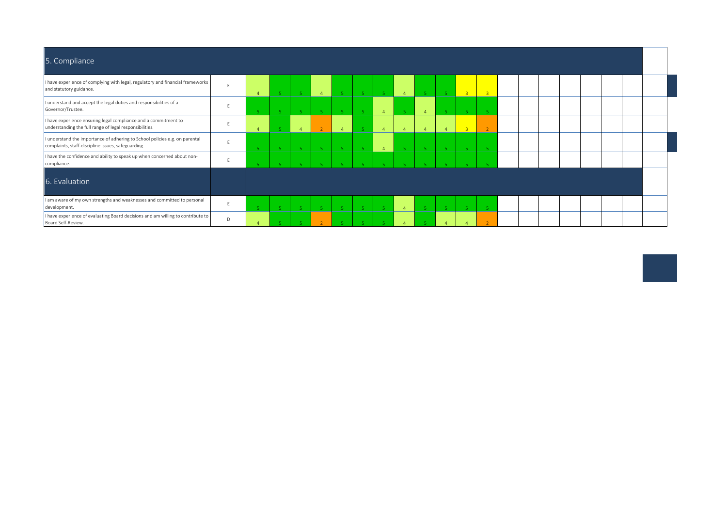## 5. Compliance

| | | | | | | | | | | | | | | | | | | | | | |
|---|---|---|---|---|---|---|---|---|---|---|---|---|---|---|---|---|---|---|---|---|---|
| I have experience of complying with legal, regulatory and financial frameworks and statutory guidance. | E | 4 | 5 | 5 | 4 | 5 | 5 | 5 | 4 | 5 | 5 | 3 | 3 | | | | | | | | |
| I understand and accept the legal duties and responsibilities of a Governor/Trustee. | E | 5 | 5 | 5 | 5 | 5 | 5 | 4 | 5 | 4 | 5 | 5 | 5 | | | | | | | | |
| I have experience ensuring legal compliance and a commitment to understanding the full range of legal responsibilities. | E | 4 | 5 | 4 | 2 | 4 | 5 | 4 | 4 | 4 | 4 | 3 | 2 | | | | | | | | |
| I understand the importance of adhering to School policies e.g. on parental complaints, staff-discipline issues, safeguarding. | E | 5 | 5 | 5 | 5 | 5 | 5 | 4 | 5 | 5 | 5 | 5 | 5 | | | | | | | | |
| I have the confidence and ability to speak up when concerned about non-compliance. | E | 5 | 5 | 5 | 5 | 5 | 5 | 5 | 5 | 5 | 5 | 5 | 5 | | | | | | | | |

## 6. Evaluation

| | | | | | | | | | | | | | | | | | | | | | |
|---|---|---|---|---|---|---|---|---|---|---|---|---|---|---|---|---|---|---|---|---|---|
| I am aware of my own strengths and weaknesses and committed to personal development. | E | 5 | 5 | 5 | 5 | 5 | 5 | 5 | 4 | 5 | 5 | 5 | 5 | | | | | | | | |
| I have experience of evaluating Board decisions and am willing to contribute to Board Self-Review. | D | 4 | 5 | 5 | 2 | 5 | 5 | 5 | 4 | 5 | 4 | 4 | 2 | | | | | | | | |